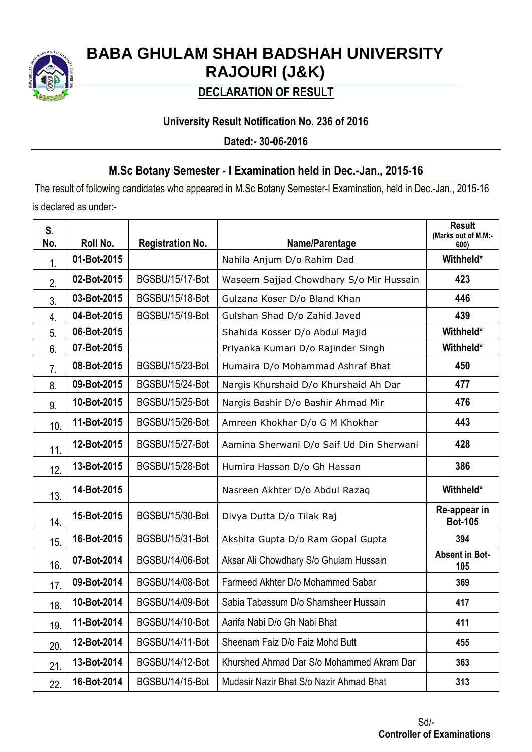# BABA GHULAM SHAH BADSHAH UNIVERSITY
# RAJOURI (J&K)

## DECLARATION OF RESULT

**University Result Notification No. 236 of 2016**

**Dated:- 30-06-2016**

## M.Sc Botany Semester - I Examination held in Dec.-Jan., 2015-16

The result of following candidates who appeared in M.Sc Botany Semester-I Examination, held in Dec.-Jan., 2015-16 is declared as under:-

| S. No. | Roll No. | Registration No. | Name/Parentage | Result (Marks out of M.M:- 600) |
|---|---|---|---|---|
| 1. | 01-Bot-2015 | | Nahila Anjum D/o Rahim Dad | Withheld* |
| 2. | 02-Bot-2015 | BGSBU/15/17-Bot | Waseem Sajjad Chowdhury S/o Mir Hussain | 423 |
| 3. | 03-Bot-2015 | BGSBU/15/18-Bot | Gulzana Koser D/o Bland Khan | 446 |
| 4. | 04-Bot-2015 | BGSBU/15/19-Bot | Gulshan Shad D/o Zahid Javed | 439 |
| 5. | 06-Bot-2015 | | Shahida Kosser D/o Abdul Majid | Withheld* |
| 6. | 07-Bot-2015 | | Priyanka Kumari D/o Rajinder Singh | Withheld* |
| 7. | 08-Bot-2015 | BGSBU/15/23-Bot | Humaira D/o Mohammad Ashraf Bhat | 450 |
| 8. | 09-Bot-2015 | BGSBU/15/24-Bot | Nargis Khurshaid D/o Khurshaid Ah Dar | 477 |
| 9. | 10-Bot-2015 | BGSBU/15/25-Bot | Nargis Bashir D/o Bashir Ahmad Mir | 476 |
| 10. | 11-Bot-2015 | BGSBU/15/26-Bot | Amreen Khokhar D/o G M Khokhar | 443 |
| 11. | 12-Bot-2015 | BGSBU/15/27-Bot | Aamina Sherwani D/o Saif Ud Din Sherwani | 428 |
| 12. | 13-Bot-2015 | BGSBU/15/28-Bot | Humira Hassan D/o Gh Hassan | 386 |
| 13. | 14-Bot-2015 | | Nasreen Akhter D/o Abdul Razaq | Withheld* |
| 14. | 15-Bot-2015 | BGSBU/15/30-Bot | Divya Dutta D/o Tilak Raj | Re-appear in Bot-105 |
| 15. | 16-Bot-2015 | BGSBU/15/31-Bot | Akshita Gupta D/o Ram Gopal Gupta | 394 |
| 16. | 07-Bot-2014 | BGSBU/14/06-Bot | Aksar Ali Chowdhary S/o Ghulam Hussain | Absent in Bot-105 |
| 17. | 09-Bot-2014 | BGSBU/14/08-Bot | Farmeed Akhter D/o Mohammed Sabar | 369 |
| 18. | 10-Bot-2014 | BGSBU/14/09-Bot | Sabia Tabassum D/o Shamsheer Hussain | 417 |
| 19. | 11-Bot-2014 | BGSBU/14/10-Bot | Aarifa Nabi D/o Gh Nabi Bhat | 411 |
| 20. | 12-Bot-2014 | BGSBU/14/11-Bot | Sheenam Faiz D/o Faiz Mohd Butt | 455 |
| 21. | 13-Bot-2014 | BGSBU/14/12-Bot | Khurshed Ahmad Dar S/o Mohammed Akram Dar | 363 |
| 22. | 16-Bot-2014 | BGSBU/14/15-Bot | Mudasir Nazir Bhat S/o Nazir Ahmad Bhat | 313 |

Sd/-
**Controller of Examinations**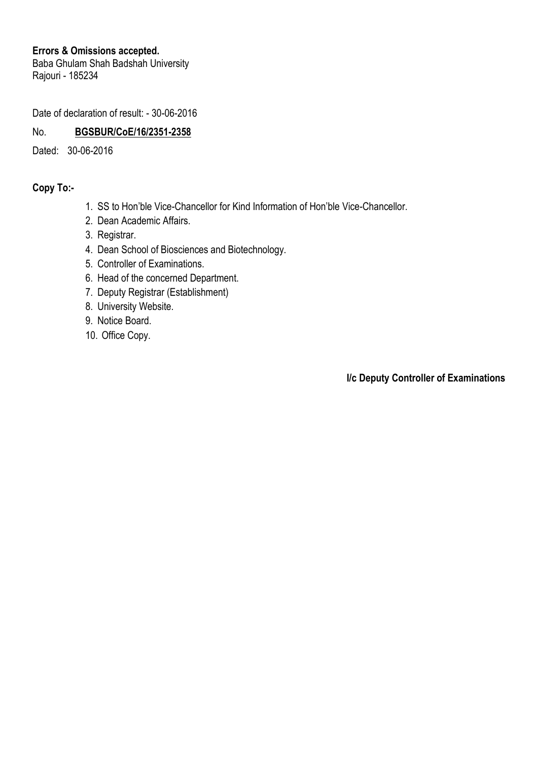**Errors & Omissions accepted.**
Baba Ghulam Shah Badshah University
Rajouri - 185234

Date of declaration of result: - 30-06-2016

No. **BGSBUR/CoE/16/2351-2358**

Dated: 30-06-2016

**Copy To:-**

1. SS to Hon'ble Vice-Chancellor for Kind Information of Hon'ble Vice-Chancellor.
2. Dean Academic Affairs.
3. Registrar.
4. Dean School of Biosciences and Biotechnology.
5. Controller of Examinations.
6. Head of the concerned Department.
7. Deputy Registrar (Establishment)
8. University Website.
9. Notice Board.
10. Office Copy.

**I/c Deputy Controller of Examinations**